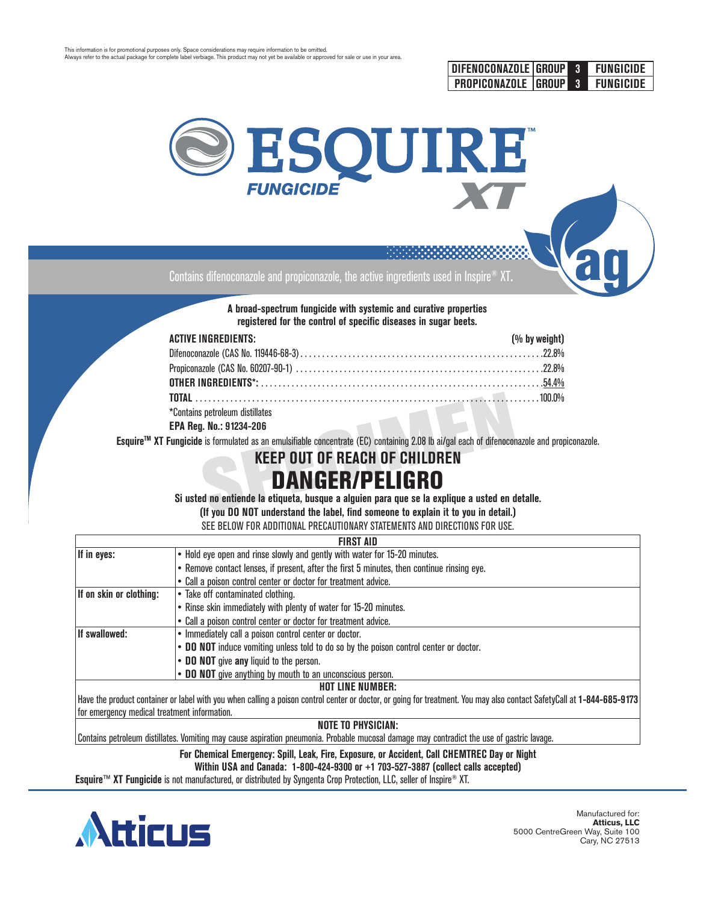This information is for promotional purposes only. Space considerations may require information to be omitted.
Always refer to the actual package for complete label verbiage. This product may not yet be available or approved for sale or use in your area.

| DIFENOCONAZOLE | GROUP | 3 | FUNGICIDE |
|---|---|---|---|
| PROPICONAZOLE | GROUP | 3 | FUNGICIDE |

# ESQUIRE™ FUNGICIDE XT

Contains difenoconazole and propiconazole, the active ingredients used in Inspire® XT.

**A broad-spectrum fungicide with systemic and curative properties registered for the control of specific diseases in sugar beets.**

| ACTIVE INGREDIENTS: | (% by weight) |
|---|---|
| Difenoconazole (CAS No. 119446-68-3) | 22.8% |
| Propiconazole (CAS No. 60207-90-1) | 22.8% |
| **OTHER INGREDIENTS*:** | 54.4% |
| **TOTAL** | 100.0% |

*Contains petroleum distillates

**EPA Reg. No.: 91234-206**

**Esquire™ XT Fungicide** is formulated as an emulsifiable concentrate (EC) containing 2.08 lb ai/gal each of difenoconazole and propiconazole.

## KEEP OUT OF REACH OF CHILDREN

# DANGER/PELIGRO

**Si usted no entiende la etiqueta, busque a alguien para que se la explique a usted en detalle.**
**(If you DO NOT understand the label, find someone to explain it to you in detail.)**
SEE BELOW FOR ADDITIONAL PRECAUTIONARY STATEMENTS AND DIRECTIONS FOR USE.

| FIRST AID | |
|---|---|
| **If in eyes:** | • Hold eye open and rinse slowly and gently with water for 15-20 minutes.<br>• Remove contact lenses, if present, after the first 5 minutes, then continue rinsing eye.<br>• Call a poison control center or doctor for treatment advice. |
| **If on skin or clothing:** | • Take off contaminated clothing.<br>• Rinse skin immediately with plenty of water for 15-20 minutes.<br>• Call a poison control center or doctor for treatment advice. |
| **If swallowed:** | • Immediately call a poison control center or doctor.<br>• **DO NOT** induce vomiting unless told to do so by the poison control center or doctor.<br>• **DO NOT** give **any** liquid to the person.<br>• **DO NOT** give anything by mouth to an unconscious person. |
| **HOT LINE NUMBER:** | |
| Have the product container or label with you when calling a poison control center or doctor, or going for treatment. You may also contact SafetyCall at **1-844-685-9173** for emergency medical treatment information. | |
| **NOTE TO PHYSICIAN:** | |
| Contains petroleum distillates. Vomiting may cause aspiration pneumonia. Probable mucosal damage may contradict the use of gastric lavage. | |

**For Chemical Emergency: Spill, Leak, Fire, Exposure, or Accident, Call CHEMTREC Day or Night**
**Within USA and Canada: 1-800-424-9300 or +1 703-527-3887 (collect calls accepted)**

**Esquire™ XT Fungicide** is not manufactured, or distributed by Syngenta Crop Protection, LLC, seller of Inspire® XT.

Atticus

Manufactured for:
**Atticus, LLC**
5000 CentreGreen Way, Suite 100
Cary, NC 27513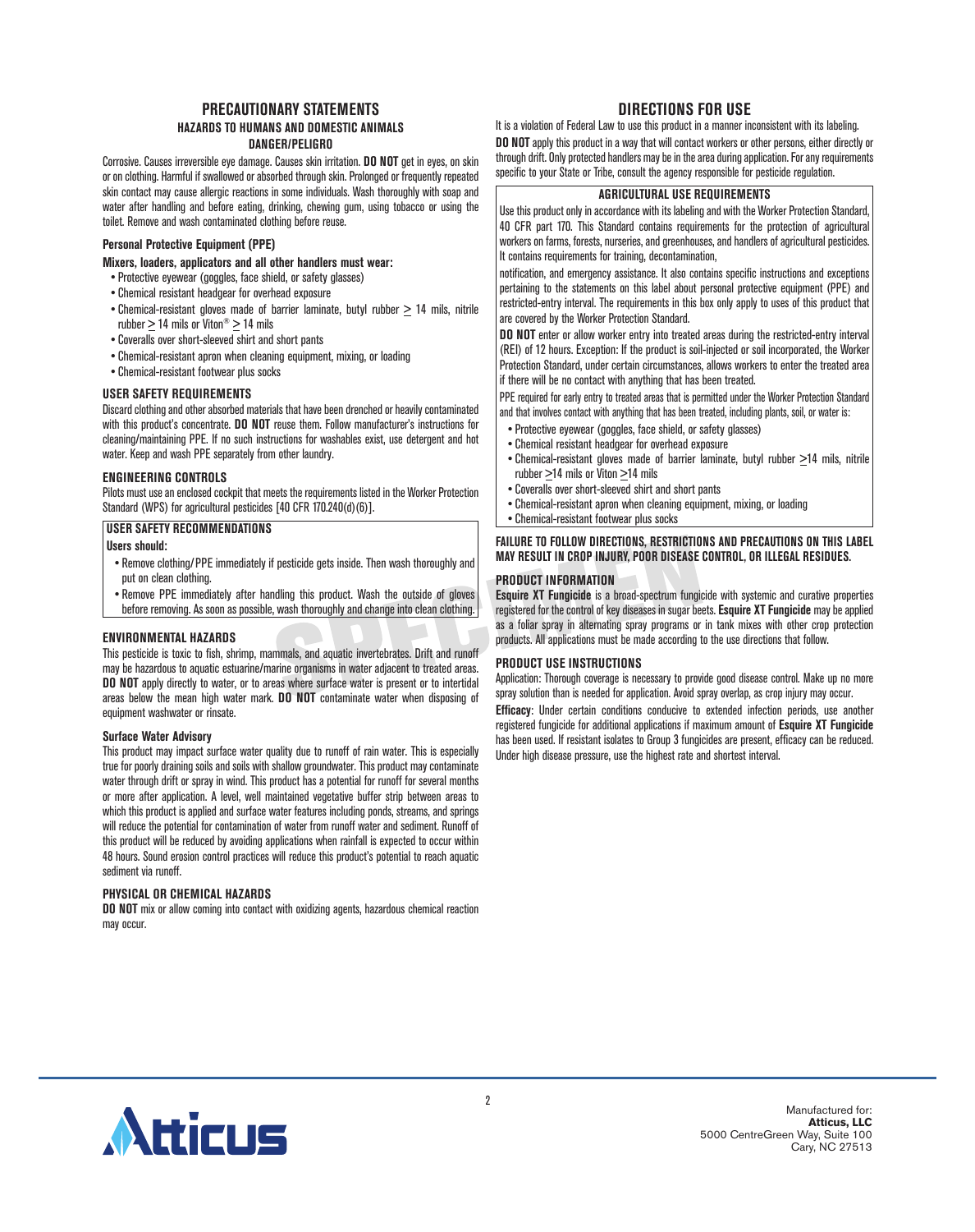## PRECAUTIONARY STATEMENTS

### HAZARDS TO HUMANS AND DOMESTIC ANIMALS

**DANGER/PELIGRO**

Corrosive. Causes irreversible eye damage. Causes skin irritation. **DO NOT** get in eyes, on skin or on clothing. Harmful if swallowed or absorbed through skin. Prolonged or frequently repeated skin contact may cause allergic reactions in some individuals. Wash thoroughly with soap and water after handling and before eating, drinking, chewing gum, using tobacco or using the toilet. Remove and wash contaminated clothing before reuse.

**Personal Protective Equipment (PPE)**

**Mixers, loaders, applicators and all other handlers must wear:**

- Protective eyewear (goggles, face shield, or safety glasses)
- Chemical resistant headgear for overhead exposure
- Chemical-resistant gloves made of barrier laminate, butyl rubber ≥ 14 mils, nitrile rubber ≥ 14 mils or Viton® ≥ 14 mils
- Coveralls over short-sleeved shirt and short pants
- Chemical-resistant apron when cleaning equipment, mixing, or loading
- Chemical-resistant footwear plus socks

**USER SAFETY REQUIREMENTS**

Discard clothing and other absorbed materials that have been drenched or heavily contaminated with this product's concentrate. **DO NOT** reuse them. Follow manufacturer's instructions for cleaning/maintaining PPE. If no such instructions for washables exist, use detergent and hot water. Keep and wash PPE separately from other laundry.

**ENGINEERING CONTROLS**

Pilots must use an enclosed cockpit that meets the requirements listed in the Worker Protection Standard (WPS) for agricultural pesticides [40 CFR 170.240(d)(6)].

**USER SAFETY RECOMMENDATIONS**

**Users should:**

- Remove clothing/PPE immediately if pesticide gets inside. Then wash thoroughly and put on clean clothing.
- Remove PPE immediately after handling this product. Wash the outside of gloves before removing. As soon as possible, wash thoroughly and change into clean clothing.

**ENVIRONMENTAL HAZARDS**

This pesticide is toxic to fish, shrimp, mammals, and aquatic invertebrates. Drift and runoff may be hazardous to aquatic estuarine/marine organisms in water adjacent to treated areas. **DO NOT** apply directly to water, or to areas where surface water is present or to intertidal areas below the mean high water mark. **DO NOT** contaminate water when disposing of equipment washwater or rinsate.

**Surface Water Advisory**

This product may impact surface water quality due to runoff of rain water. This is especially true for poorly draining soils and soils with shallow groundwater. This product may contaminate water through drift or spray in wind. This product has a potential for runoff for several months or more after application. A level, well maintained vegetative buffer strip between areas to which this product is applied and surface water features including ponds, streams, and springs will reduce the potential for contamination of water from runoff water and sediment. Runoff of this product will be reduced by avoiding applications when rainfall is expected to occur within 48 hours. Sound erosion control practices will reduce this product's potential to reach aquatic sediment via runoff.

**PHYSICAL OR CHEMICAL HAZARDS**

**DO NOT** mix or allow coming into contact with oxidizing agents, hazardous chemical reaction may occur.

## DIRECTIONS FOR USE

It is a violation of Federal Law to use this product in a manner inconsistent with its labeling.

**DO NOT** apply this product in a way that will contact workers or other persons, either directly or through drift. Only protected handlers may be in the area during application. For any requirements specific to your State or Tribe, consult the agency responsible for pesticide regulation.

**AGRICULTURAL USE REQUIREMENTS**

Use this product only in accordance with its labeling and with the Worker Protection Standard, 40 CFR part 170. This Standard contains requirements for the protection of agricultural workers on farms, forests, nurseries, and greenhouses, and handlers of agricultural pesticides. It contains requirements for training, decontamination,

notification, and emergency assistance. It also contains specific instructions and exceptions pertaining to the statements on this label about personal protective equipment (PPE) and restricted-entry interval. The requirements in this box only apply to uses of this product that are covered by the Worker Protection Standard.

**DO NOT** enter or allow worker entry into treated areas during the restricted-entry interval (REI) of 12 hours. Exception: If the product is soil-injected or soil incorporated, the Worker Protection Standard, under certain circumstances, allows workers to enter the treated area if there will be no contact with anything that has been treated.

PPE required for early entry to treated areas that is permitted under the Worker Protection Standard and that involves contact with anything that has been treated, including plants, soil, or water is:

- Protective eyewear (goggles, face shield, or safety glasses)
- Chemical resistant headgear for overhead exposure
- Chemical-resistant gloves made of barrier laminate, butyl rubber ≥14 mils, nitrile rubber ≥14 mils or Viton ≥14 mils
- Coveralls over short-sleeved shirt and short pants
- Chemical-resistant apron when cleaning equipment, mixing, or loading
- Chemical-resistant footwear plus socks

**FAILURE TO FOLLOW DIRECTIONS, RESTRICTIONS AND PRECAUTIONS ON THIS LABEL MAY RESULT IN CROP INJURY, POOR DISEASE CONTROL, OR ILLEGAL RESIDUES.**

**PRODUCT INFORMATION**

**Esquire XT Fungicide** is a broad-spectrum fungicide with systemic and curative properties registered for the control of key diseases in sugar beets. **Esquire XT Fungicide** may be applied as a foliar spray in alternating spray programs or in tank mixes with other crop protection products. All applications must be made according to the use directions that follow.

**PRODUCT USE INSTRUCTIONS**

Application: Thorough coverage is necessary to provide good disease control. Make up no more spray solution than is needed for application. Avoid spray overlap, as crop injury may occur.

**Efficacy**: Under certain conditions conducive to extended infection periods, use another registered fungicide for additional applications if maximum amount of **Esquire XT Fungicide** has been used. If resistant isolates to Group 3 fungicides are present, efficacy can be reduced. Under high disease pressure, use the highest rate and shortest interval.

Manufactured for:
**Atticus, LLC**
5000 CentreGreen Way, Suite 100
Cary, NC 27513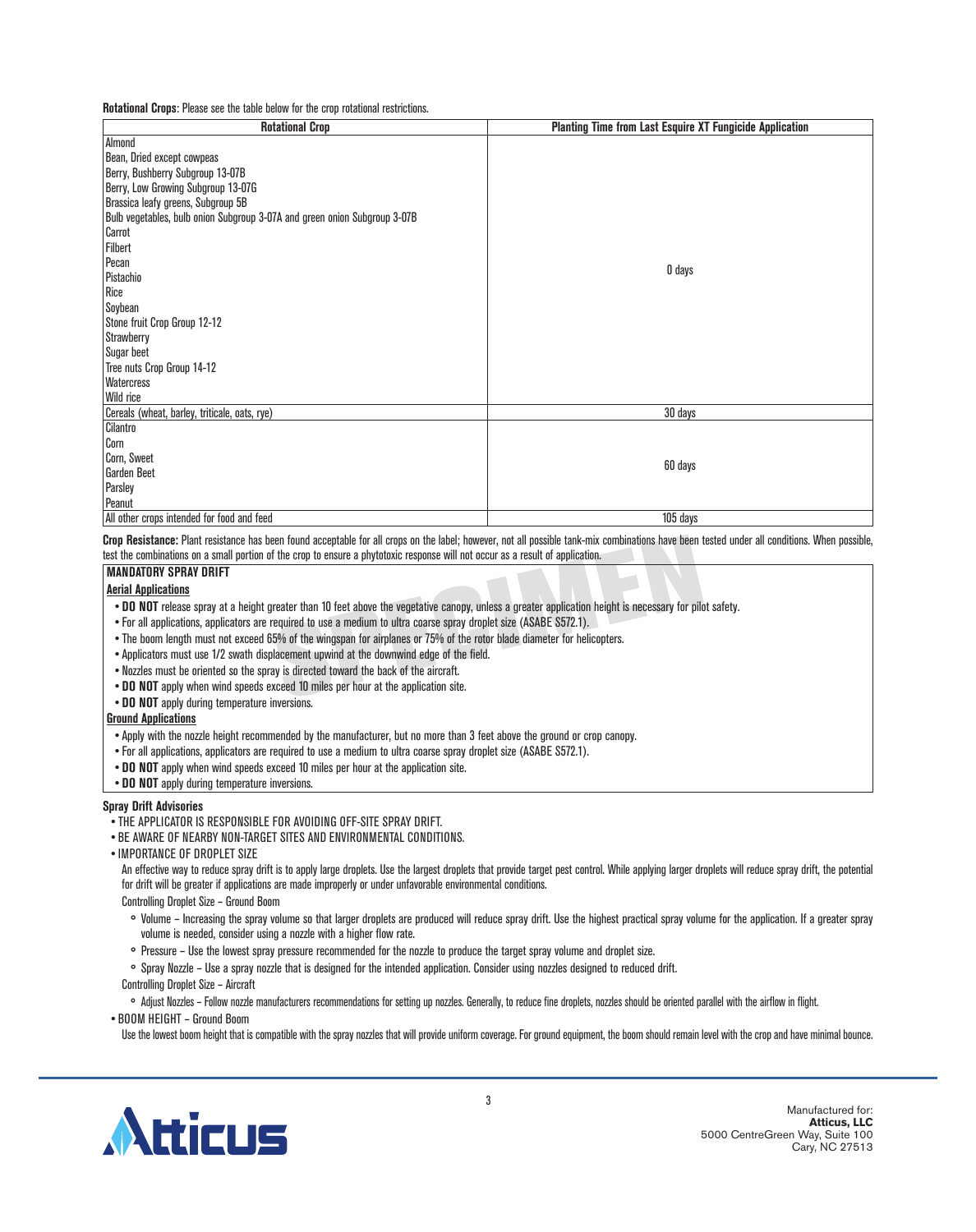**Rotational Crops**: Please see the table below for the crop rotational restrictions.

| Rotational Crop | Planting Time from Last Esquire XT Fungicide Application |
|---|---|
| Almond<br>Bean, Dried except cowpeas<br>Berry, Bushberry Subgroup 13-07B<br>Berry, Low Growing Subgroup 13-07G<br>Brassica leafy greens, Subgroup 5B<br>Bulb vegetables, bulb onion Subgroup 3-07A and green onion Subgroup 3-07B<br>Carrot<br>Filbert<br>Pecan<br>Pistachio<br>Rice<br>Soybean<br>Stone fruit Crop Group 12-12<br>Strawberry<br>Sugar beet<br>Tree nuts Crop Group 14-12<br>Watercress<br>Wild rice | 0 days |
| Cereals (wheat, barley, triticale, oats, rye) | 30 days |
| Cilantro<br>Corn<br>Corn, Sweet<br>Garden Beet<br>Parsley<br>Peanut | 60 days |
| All other crops intended for food and feed | 105 days |

**Crop Resistance:** Plant resistance has been found acceptable for all crops on the label; however, not all possible tank-mix combinations have been tested under all conditions. When possible, test the combinations on a small portion of the crop to ensure a phytotoxic response will not occur as a result of application.

**MANDATORY SPRAY DRIFT**

**Aerial Applications**

- **DO NOT** release spray at a height greater than 10 feet above the vegetative canopy, unless a greater application height is necessary for pilot safety.
- For all applications, applicators are required to use a medium to ultra coarse spray droplet size (ASABE S572.1).
- The boom length must not exceed 65% of the wingspan for airplanes or 75% of the rotor blade diameter for helicopters.
- Applicators must use 1/2 swath displacement upwind at the downwind edge of the field.
- Nozzles must be oriented so the spray is directed toward the back of the aircraft.
- **DO NOT** apply when wind speeds exceed 10 miles per hour at the application site.
- **DO NOT** apply during temperature inversions.

**Ground Applications**

- Apply with the nozzle height recommended by the manufacturer, but no more than 3 feet above the ground or crop canopy.
- For all applications, applicators are required to use a medium to ultra coarse spray droplet size (ASABE S572.1).
- **DO NOT** apply when wind speeds exceed 10 miles per hour at the application site.
- **DO NOT** apply during temperature inversions.

**Spray Drift Advisories**

- THE APPLICATOR IS RESPONSIBLE FOR AVOIDING OFF-SITE SPRAY DRIFT.
- BE AWARE OF NEARBY NON-TARGET SITES AND ENVIRONMENTAL CONDITIONS.
- IMPORTANCE OF DROPLET SIZE

  An effective way to reduce spray drift is to apply large droplets. Use the largest droplets that provide target pest control. While applying larger droplets will reduce spray drift, the potential for drift will be greater if applications are made improperly or under unfavorable environmental conditions.

  Controlling Droplet Size – Ground Boom

  - Volume – Increasing the spray volume so that larger droplets are produced will reduce spray drift. Use the highest practical spray volume for the application. If a greater spray volume is needed, consider using a nozzle with a higher flow rate.
  - Pressure – Use the lowest spray pressure recommended for the nozzle to produce the target spray volume and droplet size.
  - Spray Nozzle – Use a spray nozzle that is designed for the intended application. Consider using nozzles designed to reduced drift.

  Controlling Droplet Size – Aircraft

  - Adjust Nozzles – Follow nozzle manufacturers recommendations for setting up nozzles. Generally, to reduce fine droplets, nozzles should be oriented parallel with the airflow in flight.
- BOOM HEIGHT – Ground Boom

  Use the lowest boom height that is compatible with the spray nozzles that will provide uniform coverage. For ground equipment, the boom should remain level with the crop and have minimal bounce.

Manufactured for:
**Atticus, LLC**
5000 CentreGreen Way, Suite 100
Cary, NC 27513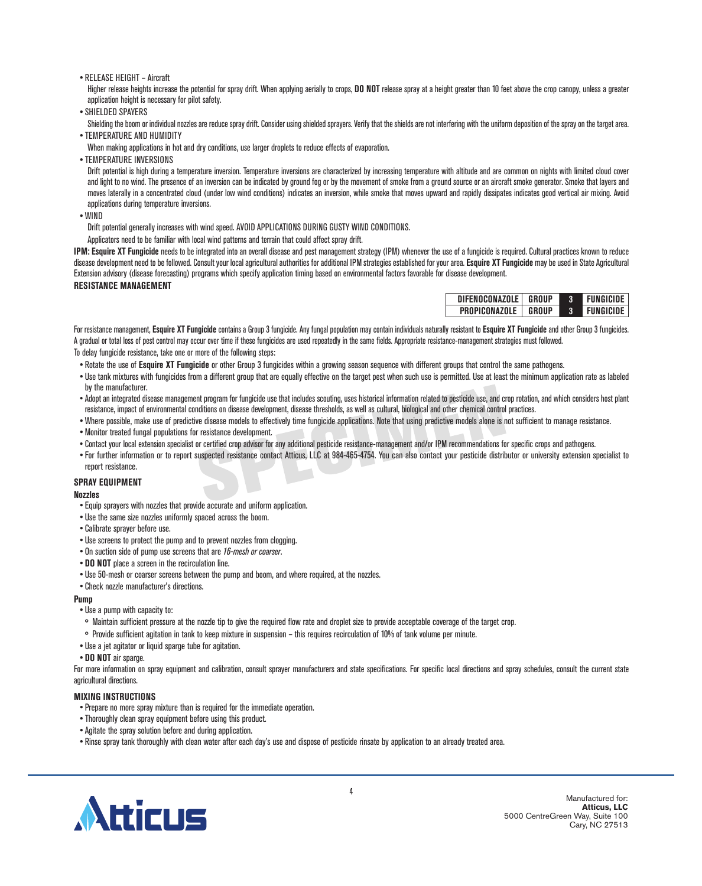- RELEASE HEIGHT – Aircraft

  Higher release heights increase the potential for spray drift. When applying aerially to crops, **DO NOT** release spray at a height greater than 10 feet above the crop canopy, unless a greater application height is necessary for pilot safety.

- SHIELDED SPAYERS

  Shielding the boom or individual nozzles are reduce spray drift. Consider using shielded sprayers. Verify that the shields are not interfering with the uniform deposition of the spray on the target area.

- TEMPERATURE AND HUMIDITY

  When making applications in hot and dry conditions, use larger droplets to reduce effects of evaporation.

- TEMPERATURE INVERSIONS

  Drift potential is high during a temperature inversion. Temperature inversions are characterized by increasing temperature with altitude and are common on nights with limited cloud cover and light to no wind. The presence of an inversion can be indicated by ground fog or by the movement of smoke from a ground source or an aircraft smoke generator. Smoke that layers and moves laterally in a concentrated cloud (under low wind conditions) indicates an inversion, while smoke that moves upward and rapidly dissipates indicates good vertical air mixing. Avoid applications during temperature inversions.

- WIND

  Drift potential generally increases with wind speed. AVOID APPLICATIONS DURING GUSTY WIND CONDITIONS.

  Applicators need to be familiar with local wind patterns and terrain that could affect spray drift.

**IPM: Esquire XT Fungicide** needs to be integrated into an overall disease and pest management strategy (IPM) whenever the use of a fungicide is required. Cultural practices known to reduce disease development need to be followed. Consult your local agricultural authorities for additional IPM strategies established for your area. **Esquire XT Fungicide** may be used in State Agricultural Extension advisory (disease forecasting) programs which specify application timing based on environmental factors favorable for disease development.

**RESISTANCE MANAGEMENT**

| DIFENOCONAZOLE | GROUP | 3 | FUNGICIDE |
|---|---|---|---|
| PROPICONAZOLE | GROUP | 3 | FUNGICIDE |

For resistance management, **Esquire XT Fungicide** contains a Group 3 fungicide. Any fungal population may contain individuals naturally resistant to **Esquire XT Fungicide** and other Group 3 fungicides. A gradual or total loss of pest control may occur over time if these fungicides are used repeatedly in the same fields. Appropriate resistance-management strategies must followed.

To delay fungicide resistance, take one or more of the following steps:

- Rotate the use of **Esquire XT Fungicide** or other Group 3 fungicides within a growing season sequence with different groups that control the same pathogens.
- Use tank mixtures with fungicides from a different group that are equally effective on the target pest when such use is permitted. Use at least the minimum application rate as labeled by the manufacturer.
- Adopt an integrated disease management program for fungicide use that includes scouting, uses historical information related to pesticide use, and crop rotation, and which considers host plant resistance, impact of environmental conditions on disease development, disease thresholds, as well as cultural, biological and other chemical control practices.
- Where possible, make use of predictive disease models to effectively time fungicide applications. Note that using predictive models alone is not sufficient to manage resistance.
- Monitor treated fungal populations for resistance development.
- Contact your local extension specialist or certified crop advisor for any additional pesticide resistance-management and/or IPM recommendations for specific crops and pathogens.
- For further information or to report suspected resistance contact Atticus, LLC at 984-465-4754. You can also contact your pesticide distributor or university extension specialist to report resistance.

**SPRAY EQUIPMENT**

**Nozzles**

- Equip sprayers with nozzles that provide accurate and uniform application.
- Use the same size nozzles uniformly spaced across the boom.
- Calibrate sprayer before use.
- Use screens to protect the pump and to prevent nozzles from clogging.
- On suction side of pump use screens that are *16-mesh or coarser*.
- **DO NOT** place a screen in the recirculation line.
- Use 50-mesh or coarser screens between the pump and boom, and where required, at the nozzles.
- Check nozzle manufacturer's directions.

**Pump**

- Use a pump with capacity to:
  - Maintain sufficient pressure at the nozzle tip to give the required flow rate and droplet size to provide acceptable coverage of the target crop.
  - Provide sufficient agitation in tank to keep mixture in suspension – this requires recirculation of 10% of tank volume per minute.
- Use a jet agitator or liquid sparge tube for agitation.
- **DO NOT** air sparge.

For more information on spray equipment and calibration, consult sprayer manufacturers and state specifications. For specific local directions and spray schedules, consult the current state agricultural directions.

**MIXING INSTRUCTIONS**

- Prepare no more spray mixture than is required for the immediate operation.
- Thoroughly clean spray equipment before using this product.
- Agitate the spray solution before and during application.
- Rinse spray tank thoroughly with clean water after each day's use and dispose of pesticide rinsate by application to an already treated area.

Manufactured for:
**Atticus, LLC**
5000 CentreGreen Way, Suite 100
Cary, NC 27513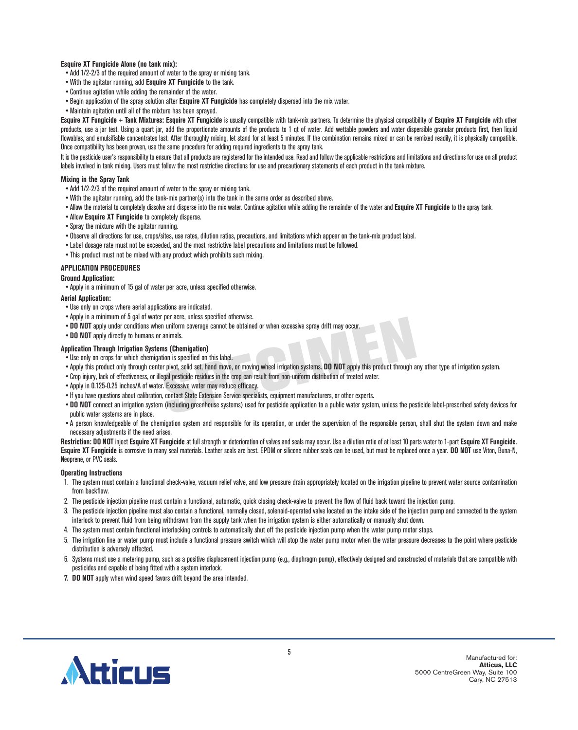**Esquire XT Fungicide Alone (no tank mix):**

- Add 1/2-2/3 of the required amount of water to the spray or mixing tank.
- With the agitator running, add **Esquire XT Fungicide** to the tank.
- Continue agitation while adding the remainder of the water.
- Begin application of the spray solution after **Esquire XT Fungicide** has completely dispersed into the mix water.
- Maintain agitation until all of the mixture has been sprayed.

**Esquire XT Fungicide + Tank Mixtures: Esquire XT Fungicide** is usually compatible with tank-mix partners. To determine the physical compatibility of **Esquire XT Fungicide** with other products, use a jar test. Using a quart jar, add the proportionate amounts of the products to 1 qt of water. Add wettable powders and water dispersible granular products first, then liquid flowables, and emulsifiable concentrates last. After thoroughly mixing, let stand for at least 5 minutes. If the combination remains mixed or can be remixed readily, it is physically compatible. Once compatibility has been proven, use the same procedure for adding required ingredients to the spray tank.

It is the pesticide user's responsibility to ensure that all products are registered for the intended use. Read and follow the applicable restrictions and limitations and directions for use on all product labels involved in tank mixing. Users must follow the most restrictive directions for use and precautionary statements of each product in the tank mixture.

**Mixing in the Spray Tank**

- Add 1/2-2/3 of the required amount of water to the spray or mixing tank.
- With the agitator running, add the tank-mix partner(s) into the tank in the same order as described above.
- Allow the material to completely dissolve and disperse into the mix water. Continue agitation while adding the remainder of the water and **Esquire XT Fungicide** to the spray tank.
- Allow **Esquire XT Fungicide** to completely disperse.
- Spray the mixture with the agitator running.
- Observe all directions for use, crops/sites, use rates, dilution ratios, precautions, and limitations which appear on the tank-mix product label.
- Label dosage rate must not be exceeded, and the most restrictive label precautions and limitations must be followed.
- This product must not be mixed with any product which prohibits such mixing.

## APPLICATION PROCEDURES

**Ground Application:**

- Apply in a minimum of 15 gal of water per acre, unless specified otherwise.

**Aerial Application:**

- Use only on crops where aerial applications are indicated.
- Apply in a minimum of 5 gal of water per acre, unless specified otherwise.
- **DO NOT** apply under conditions when uniform coverage cannot be obtained or when excessive spray drift may occur.
- **DO NOT** apply directly to humans or animals.

**Application Through Irrigation Systems (Chemigation)**

- Use only on crops for which chemigation is specified on this label.
- Apply this product only through center pivot, solid set, hand move, or moving wheel irrigation systems. **DO NOT** apply this product through any other type of irrigation system.
- Crop injury, lack of effectiveness, or illegal pesticide residues in the crop can result from non-uniform distribution of treated water.
- Apply in 0.125-0.25 inches/A of water. Excessive water may reduce efficacy.
- If you have questions about calibration, contact State Extension Service specialists, equipment manufacturers, or other experts.
- **DO NOT** connect an irrigation system (including greenhouse systems) used for pesticide application to a public water system, unless the pesticide label-prescribed safety devices for public water systems are in place.
- A person knowledgeable of the chemigation system and responsible for its operation, or under the supervision of the responsible person, shall shut the system down and make necessary adjustments if the need arises.

**Restriction: DO NOT** inject **Esquire XT Fungicide** at full strength or deterioration of valves and seals may occur. Use a dilution ratio of at least 10 parts water to 1-part **Esquire XT Fungicide**. **Esquire XT Fungicide** is corrosive to many seal materials. Leather seals are best. EPDM or silicone rubber seals can be used, but must be replaced once a year. **DO NOT** use Viton, Buna-N, Neoprene, or PVC seals.

**Operating Instructions**

1. The system must contain a functional check-valve, vacuum relief valve, and low pressure drain appropriately located on the irrigation pipeline to prevent water source contamination from backflow.
2. The pesticide injection pipeline must contain a functional, automatic, quick closing check-valve to prevent the flow of fluid back toward the injection pump.
3. The pesticide injection pipeline must also contain a functional, normally closed, solenoid-operated valve located on the intake side of the injection pump and connected to the system interlock to prevent fluid from being withdrawn from the supply tank when the irrigation system is either automatically or manually shut down.
4. The system must contain functional interlocking controls to automatically shut off the pesticide injection pump when the water pump motor stops.
5. The irrigation line or water pump must include a functional pressure switch which will stop the water pump motor when the water pressure decreases to the point where pesticide distribution is adversely affected.
6. Systems must use a metering pump, such as a positive displacement injection pump (e.g., diaphragm pump), effectively designed and constructed of materials that are compatible with pesticides and capable of being fitted with a system interlock.
7. **DO NOT** apply when wind speed favors drift beyond the area intended.

Manufactured for:
**Atticus, LLC**
5000 CentreGreen Way, Suite 100
Cary, NC 27513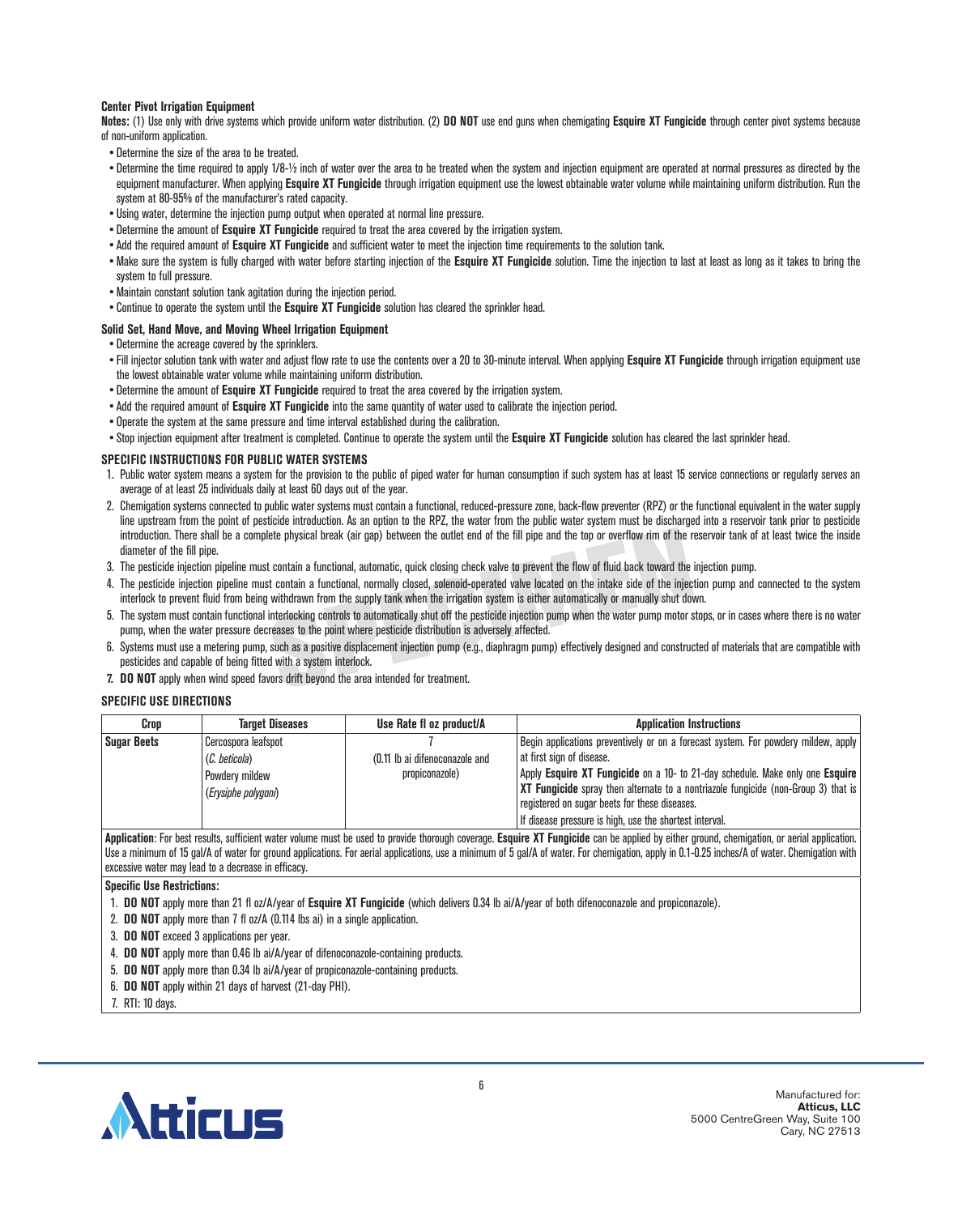### Center Pivot Irrigation Equipment

**Notes:** (1) Use only with drive systems which provide uniform water distribution. (2) **DO NOT** use end guns when chemigating **Esquire XT Fungicide** through center pivot systems because of non-uniform application.

- Determine the size of the area to be treated.
- Determine the time required to apply 1/8-½ inch of water over the area to be treated when the system and injection equipment are operated at normal pressures as directed by the equipment manufacturer. When applying **Esquire XT Fungicide** through irrigation equipment use the lowest obtainable water volume while maintaining uniform distribution. Run the system at 80-95% of the manufacturer's rated capacity.
- Using water, determine the injection pump output when operated at normal line pressure.
- Determine the amount of **Esquire XT Fungicide** required to treat the area covered by the irrigation system.
- Add the required amount of **Esquire XT Fungicide** and sufficient water to meet the injection time requirements to the solution tank.
- Make sure the system is fully charged with water before starting injection of the **Esquire XT Fungicide** solution. Time the injection to last at least as long as it takes to bring the system to full pressure.
- Maintain constant solution tank agitation during the injection period.
- Continue to operate the system until the **Esquire XT Fungicide** solution has cleared the sprinkler head.

### Solid Set, Hand Move, and Moving Wheel Irrigation Equipment

- Determine the acreage covered by the sprinklers.
- Fill injector solution tank with water and adjust flow rate to use the contents over a 20 to 30-minute interval. When applying **Esquire XT Fungicide** through irrigation equipment use the lowest obtainable water volume while maintaining uniform distribution.
- Determine the amount of **Esquire XT Fungicide** required to treat the area covered by the irrigation system.
- Add the required amount of **Esquire XT Fungicide** into the same quantity of water used to calibrate the injection period.
- Operate the system at the same pressure and time interval established during the calibration.
- Stop injection equipment after treatment is completed. Continue to operate the system until the **Esquire XT Fungicide** solution has cleared the last sprinkler head.

### SPECIFIC INSTRUCTIONS FOR PUBLIC WATER SYSTEMS

1. Public water system means a system for the provision to the public of piped water for human consumption if such system has at least 15 service connections or regularly serves an average of at least 25 individuals daily at least 60 days out of the year.
2. Chemigation systems connected to public water systems must contain a functional, reduced-pressure zone, back-flow preventer (RPZ) or the functional equivalent in the water supply line upstream from the point of pesticide introduction. As an option to the RPZ, the water from the public water system must be discharged into a reservoir tank prior to pesticide introduction. There shall be a complete physical break (air gap) between the outlet end of the fill pipe and the top or overflow rim of the reservoir tank of at least twice the inside diameter of the fill pipe.
3. The pesticide injection pipeline must contain a functional, automatic, quick closing check valve to prevent the flow of fluid back toward the injection pump.
4. The pesticide injection pipeline must contain a functional, normally closed, solenoid-operated valve located on the intake side of the injection pump and connected to the system interlock to prevent fluid from being withdrawn from the supply tank when the irrigation system is either automatically or manually shut down.
5. The system must contain functional interlocking controls to automatically shut off the pesticide injection pump when the water pump motor stops, or in cases where there is no water pump, when the water pressure decreases to the point where pesticide distribution is adversely affected.
6. Systems must use a metering pump, such as a positive displacement injection pump (e.g., diaphragm pump) effectively designed and constructed of materials that are compatible with pesticides and capable of being fitted with a system interlock.
7. **DO NOT** apply when wind speed favors drift beyond the area intended for treatment.

### SPECIFIC USE DIRECTIONS

| Crop | Target Diseases | Use Rate fl oz product/A | Application Instructions |
|---|---|---|---|
| **Sugar Beets** | Cercospora leafspot (*C. beticola*)<br>Powdery mildew (*Erysiphe polygoni*) | 7<br>(0.11 lb ai difenoconazole and propiconazole) | Begin applications preventively or on a forecast system. For powdery mildew, apply at first sign of disease.<br>Apply **Esquire XT Fungicide** on a 10- to 21-day schedule. Make only one **Esquire XT Fungicide** spray then alternate to a nontriazole fungicide (non-Group 3) that is registered on sugar beets for these diseases.<br>If disease pressure is high, use the shortest interval. |

**Application**: For best results, sufficient water volume must be used to provide thorough coverage. **Esquire XT Fungicide** can be applied by either ground, chemigation, or aerial application. Use a minimum of 15 gal/A of water for ground applications. For aerial applications, use a minimum of 5 gal/A of water. For chemigation, apply in 0.1-0.25 inches/A of water. Chemigation with excessive water may lead to a decrease in efficacy.

**Specific Use Restrictions:**

1. **DO NOT** apply more than 21 fl oz/A/year of **Esquire XT Fungicide** (which delivers 0.34 lb ai/A/year of both difenoconazole and propiconazole).
2. **DO NOT** apply more than 7 fl oz/A (0.114 lbs ai) in a single application.
3. **DO NOT** exceed 3 applications per year.
4. **DO NOT** apply more than 0.46 lb ai/A/year of difenoconazole-containing products.
5. **DO NOT** apply more than 0.34 lb ai/A/year of propiconazole-containing products.
6. **DO NOT** apply within 21 days of harvest (21-day PHI).
7. RTI: 10 days.

Manufactured for:
**Atticus, LLC**
5000 CentreGreen Way, Suite 100
Cary, NC 27513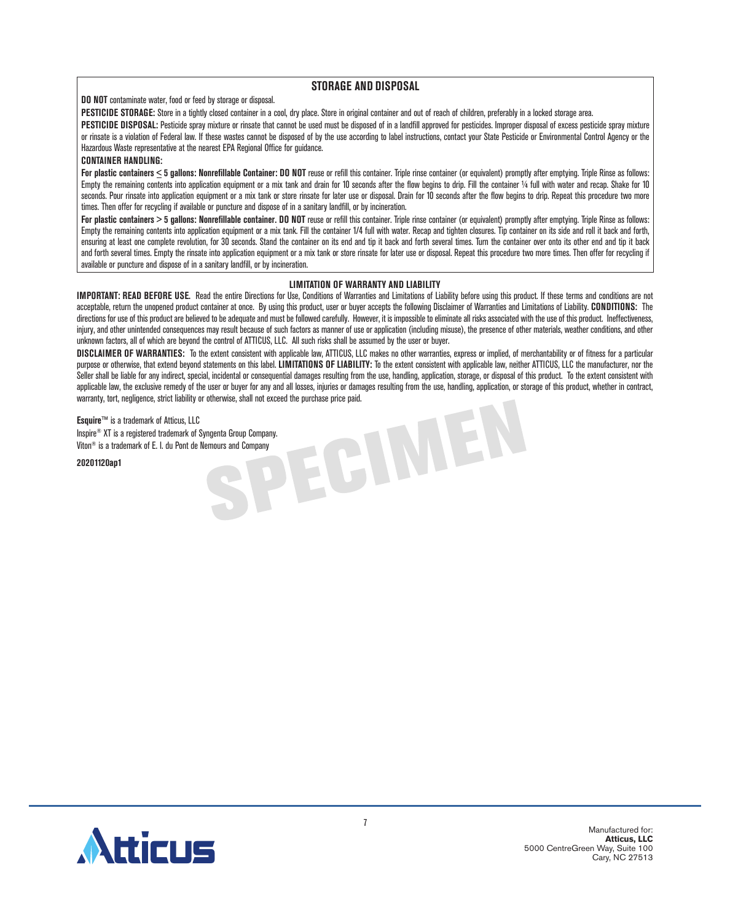## STORAGE AND DISPOSAL

**DO NOT** contaminate water, food or feed by storage or disposal.

**PESTICIDE STORAGE:** Store in a tightly closed container in a cool, dry place. Store in original container and out of reach of children, preferably in a locked storage area.

**PESTICIDE DISPOSAL:** Pesticide spray mixture or rinsate that cannot be used must be disposed of in a landfill approved for pesticides. Improper disposal of excess pesticide spray mixture or rinsate is a violation of Federal law. If these wastes cannot be disposed of by the use according to label instructions, contact your State Pesticide or Environmental Control Agency or the Hazardous Waste representative at the nearest EPA Regional Office for guidance.

**CONTAINER HANDLING:**

**For plastic containers ≤ 5 gallons: Nonrefillable Container: DO NOT** reuse or refill this container. Triple rinse container (or equivalent) promptly after emptying. Triple Rinse as follows: Empty the remaining contents into application equipment or a mix tank and drain for 10 seconds after the flow begins to drip. Fill the container ¼ full with water and recap. Shake for 10 seconds. Pour rinsate into application equipment or a mix tank or store rinsate for later use or disposal. Drain for 10 seconds after the flow begins to drip. Repeat this procedure two more times. Then offer for recycling if available or puncture and dispose of in a sanitary landfill, or by incineration.

**For plastic containers > 5 gallons: Nonrefillable container. DO NOT** reuse or refill this container. Triple rinse container (or equivalent) promptly after emptying. Triple Rinse as follows: Empty the remaining contents into application equipment or a mix tank. Fill the container 1/4 full with water. Recap and tighten closures. Tip container on its side and roll it back and forth, ensuring at least one complete revolution, for 30 seconds. Stand the container on its end and tip it back and forth several times. Turn the container over onto its other end and tip it back and forth several times. Empty the rinsate into application equipment or a mix tank or store rinsate for later use or disposal. Repeat this procedure two more times. Then offer for recycling if available or puncture and dispose of in a sanitary landfill, or by incineration.

### LIMITATION OF WARRANTY AND LIABILITY

**IMPORTANT: READ BEFORE USE.** Read the entire Directions for Use, Conditions of Warranties and Limitations of Liability before using this product. If these terms and conditions are not acceptable, return the unopened product container at once. By using this product, user or buyer accepts the following Disclaimer of Warranties and Limitations of Liability. **CONDITIONS:** The directions for use of this product are believed to be adequate and must be followed carefully. However, it is impossible to eliminate all risks associated with the use of this product. Ineffectiveness, injury, and other unintended consequences may result because of such factors as manner of use or application (including misuse), the presence of other materials, weather conditions, and other unknown factors, all of which are beyond the control of ATTICUS, LLC. All such risks shall be assumed by the user or buyer.

**DISCLAIMER OF WARRANTIES:** To the extent consistent with applicable law, ATTICUS, LLC makes no other warranties, express or implied, of merchantability or of fitness for a particular purpose or otherwise, that extend beyond statements on this label. **LIMITATIONS OF LIABILITY:** To the extent consistent with applicable law, neither ATTICUS, LLC the manufacturer, nor the Seller shall be liable for any indirect, special, incidental or consequential damages resulting from the use, handling, application, storage, or disposal of this product. To the extent consistent with applicable law, the exclusive remedy of the user or buyer for any and all losses, injuries or damages resulting from the use, handling, application, or storage of this product, whether in contract, warranty, tort, negligence, strict liability or otherwise, shall not exceed the purchase price paid.

**Esquire**™ is a trademark of Atticus, LLC

Inspire® XT is a registered trademark of Syngenta Group Company.

Viton® is a trademark of E. I. du Pont de Nemours and Company

**20201120ap1**

SPECIMEN

Manufactured for:
**Atticus, LLC**
5000 CentreGreen Way, Suite 100
Cary, NC 27513